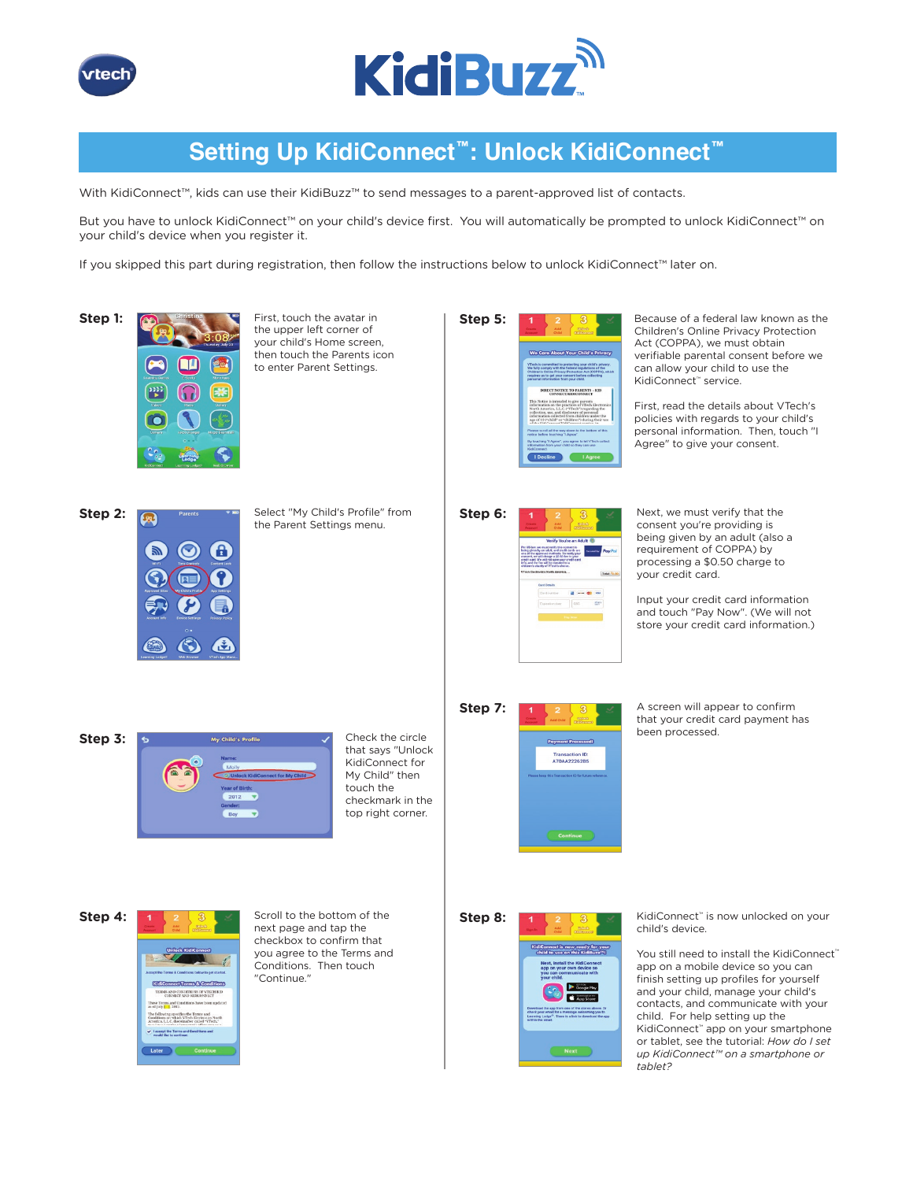# Setting Up KidiConnect™: Unlock KidiConnect™

With KidiConnect™, kids can use their KidiBuzz™ to send messages to a parent-approved list of contacts.

But you have to unlock KidiConnect™ on your child's device first. You will automatically be prompted to unlock KidiConnect™ on your child's device when you register it.

If you skipped this part during registration, then follow the instructions below to unlock KidiConnect™ later on.

**Step 1:** First, touch the avatar in the upper left corner of your child's Home screen, then touch the Parents icon to enter Parent Settings.

**Step 2:** Select "My Child's Profile" from the Parent Settings menu.

**Step 3:** Check the circle that says "Unlock KidiConnect for My Child" then touch the checkmark in the top right corner.

**Step 4:** Scroll to the bottom of the next page and tap the checkbox to confirm that you agree to the Terms and Conditions. Then touch "Continue."

**Step 5:** Because of a federal law known as the Children's Online Privacy Protection Act (COPPA), we must obtain verifiable parental consent before we can allow your child to use the KidiConnect™ service.

First, read the details about VTech's policies with regards to your child's personal information. Then, touch "I Agree" to give your consent.

**Step 6:** Next, we must verify that the consent you're providing is being given by an adult (also a requirement of COPPA) by processing a $0.50 charge to your credit card.

Input your credit card information and touch "Pay Now". (We will not store your credit card information.)

**Step 7:** A screen will appear to confirm that your credit card payment has been processed.

**Step 8:** KidiConnect™ is now unlocked on your child's device.

You still need to install the KidiConnect™ app on a mobile device so you can finish setting up profiles for yourself and your child, manage your child's contacts, and communicate with your child. For help setting up the KidiConnect™ app on your smartphone or tablet, see the tutorial: *How do I set up KidiConnect™ on a smartphone or tablet?*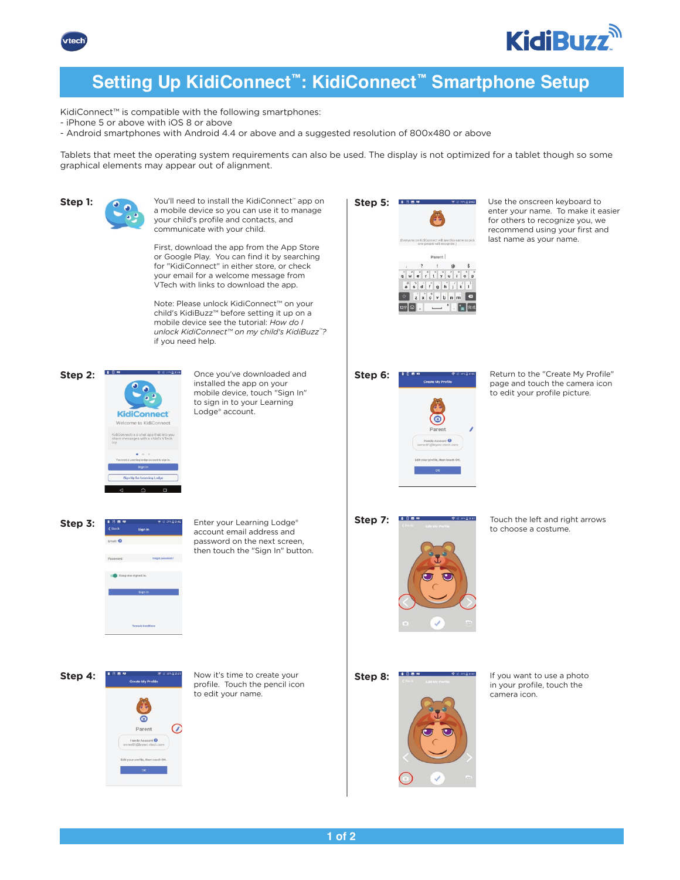# Setting Up KidiConnect™: KidiConnect™ Smartphone Setup

KidiConnect™ is compatible with the following smartphones:
- iPhone 5 or above with iOS 8 or above
- Android smartphones with Android 4.4 or above and a suggested resolution of 800x480 or above

Tablets that meet the operating system requirements can also be used. The display is not optimized for a tablet though so some graphical elements may appear out of alignment.

**Step 1:** You'll need to install the KidiConnect™ app on a mobile device so you can use it to manage your child's profile and contacts, and communicate with your child.

First, download the app from the App Store or Google Play. You can find it by searching for "KidiConnect" in either store, or check your email for a welcome message from VTech with links to download the app.

Note: Please unlock KidiConnect™ on your child's KidiBuzz™ before setting it up on a mobile device see the tutorial: *How do I unlock KidiConnect™ on my child's KidiBuzz™?* if you need help.

**Step 2:** Once you've downloaded and installed the app on your mobile device, touch "Sign In" to sign in to your Learning Lodge® account.

**Step 3:** Enter your Learning Lodge® account email address and password on the next screen, then touch the "Sign In" button.

**Step 4:** Now it's time to create your profile. Touch the pencil icon to edit your name.

**Step 5:** Use the onscreen keyboard to enter your name. To make it easier for others to recognize you, we recommend using your first and last name as your name.

**Step 6:** Return to the "Create My Profile" page and touch the camera icon to edit your profile picture.

**Step 7:** Touch the left and right arrows to choose a costume.

**Step 8:** If you want to use a photo in your profile, touch the camera icon.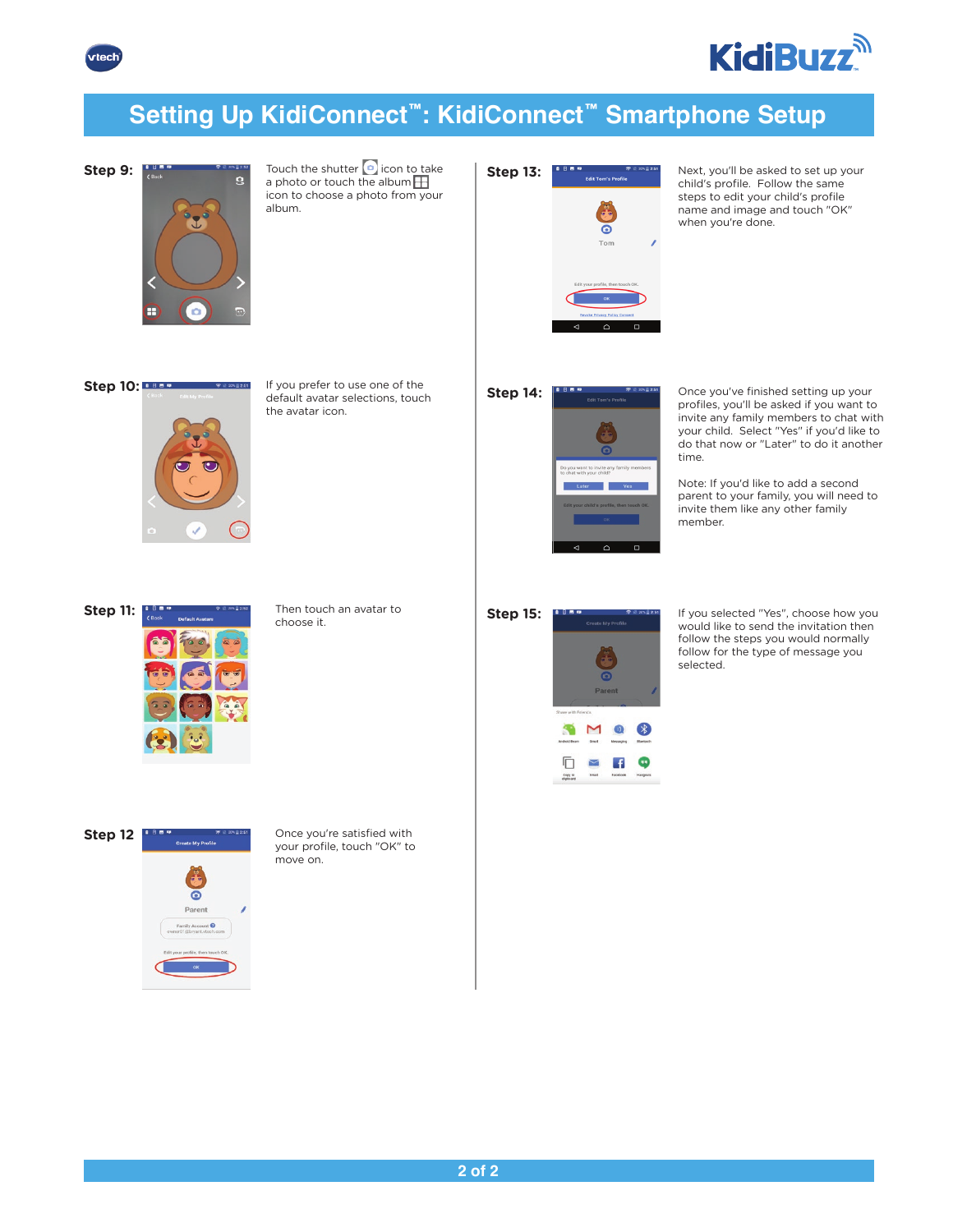# Setting Up KidiConnect™: KidiConnect™ Smartphone Setup

**Step 9:** Touch the shutter icon to take a photo or touch the album icon to choose a photo from your album.

**Step 10:** If you prefer to use one of the default avatar selections, touch the avatar icon.

**Step 11:** Then touch an avatar to choose it.

**Step 12** Once you're satisfied with your profile, touch "OK" to move on.

**Step 13:** Next, you'll be asked to set up your child's profile. Follow the same steps to edit your child's profile name and image and touch "OK" when you're done.

**Step 14:** Once you've finished setting up your profiles, you'll be asked if you want to invite any family members to chat with your child. Select "Yes" if you'd like to do that now or "Later" to do it another time.

Note: If you'd like to add a second parent to your family, you will need to invite them like any other family member.

**Step 15:** If you selected "Yes", choose how you would like to send the invitation then follow the steps you would normally follow for the type of message you selected.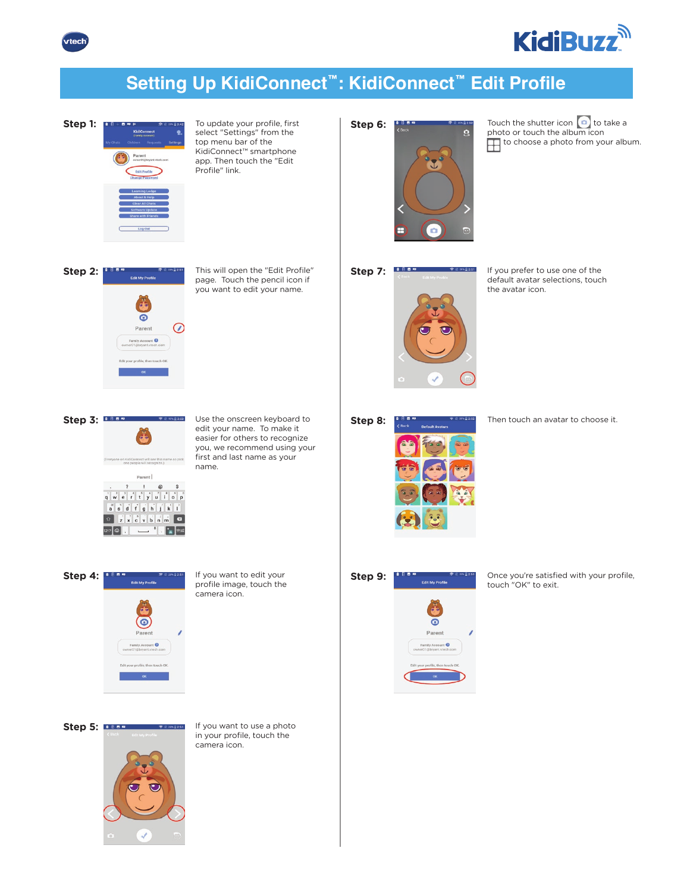# Setting Up KidiConnect™: KidiConnect™ Edit Profile

**Step 1:** To update your profile, first select "Settings" from the top menu bar of the KidiConnect™ smartphone app. Then touch the "Edit Profile" link.

**Step 2:** This will open the "Edit Profile" page. Touch the pencil icon if you want to edit your name.

**Step 3:** Use the onscreen keyboard to edit your name. To make it easier for others to recognize you, we recommend using your first and last name as your name.

**Step 4:** If you want to edit your profile image, touch the camera icon.

**Step 5:** If you want to use a photo in your profile, touch the camera icon.

**Step 6:** Touch the shutter icon to take a photo or touch the album icon to choose a photo from your album.

**Step 7:** If you prefer to use one of the default avatar selections, touch the avatar icon.

**Step 8:** Then touch an avatar to choose it.

**Step 9:** Once you're satisfied with your profile, touch "OK" to exit.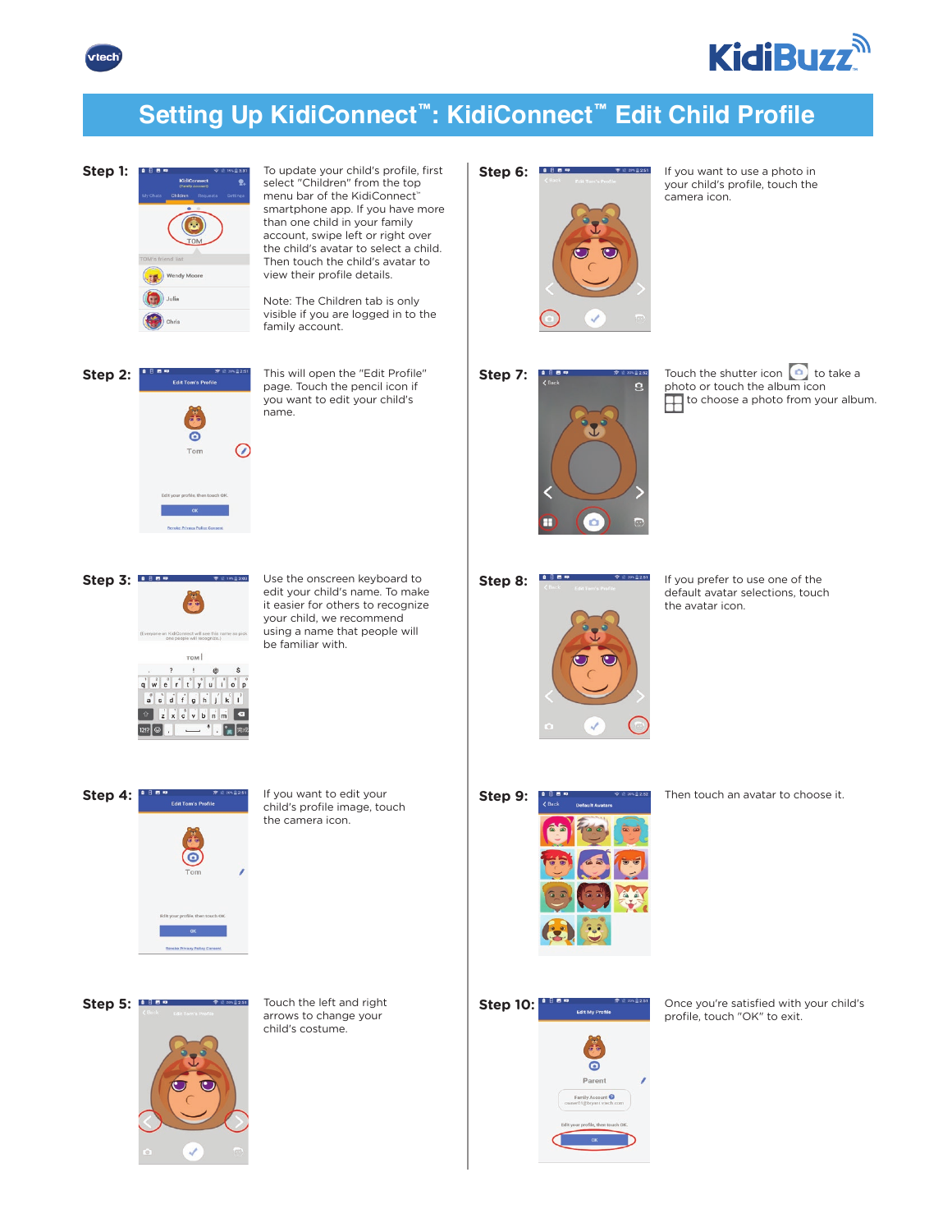# Setting Up KidiConnect™: KidiConnect™ Edit Child Profile

**Step 1:** To update your child's profile, first select "Children" from the top menu bar of the KidiConnect™ smartphone app. If you have more than one child in your family account, swipe left or right over the child's avatar to select a child. Then touch the child's avatar to view their profile details.

Note: The Children tab is only visible if you are logged in to the family account.

**Step 2:** This will open the "Edit Profile" page. Touch the pencil icon if you want to edit your child's name.

**Step 3:** Use the onscreen keyboard to edit your child's name. To make it easier for others to recognize your child, we recommend using a name that people will be familiar with.

**Step 4:** If you want to edit your child's profile image, touch the camera icon.

**Step 5:** Touch the left and right arrows to change your child's costume.

**Step 6:** If you want to use a photo in your child's profile, touch the camera icon.

**Step 7:** Touch the shutter icon to take a photo or touch the album icon to choose a photo from your album.

**Step 8:** If you prefer to use one of the default avatar selections, touch the avatar icon.

**Step 9:** Then touch an avatar to choose it.

**Step 10:** Once you're satisfied with your child's profile, touch "OK" to exit.